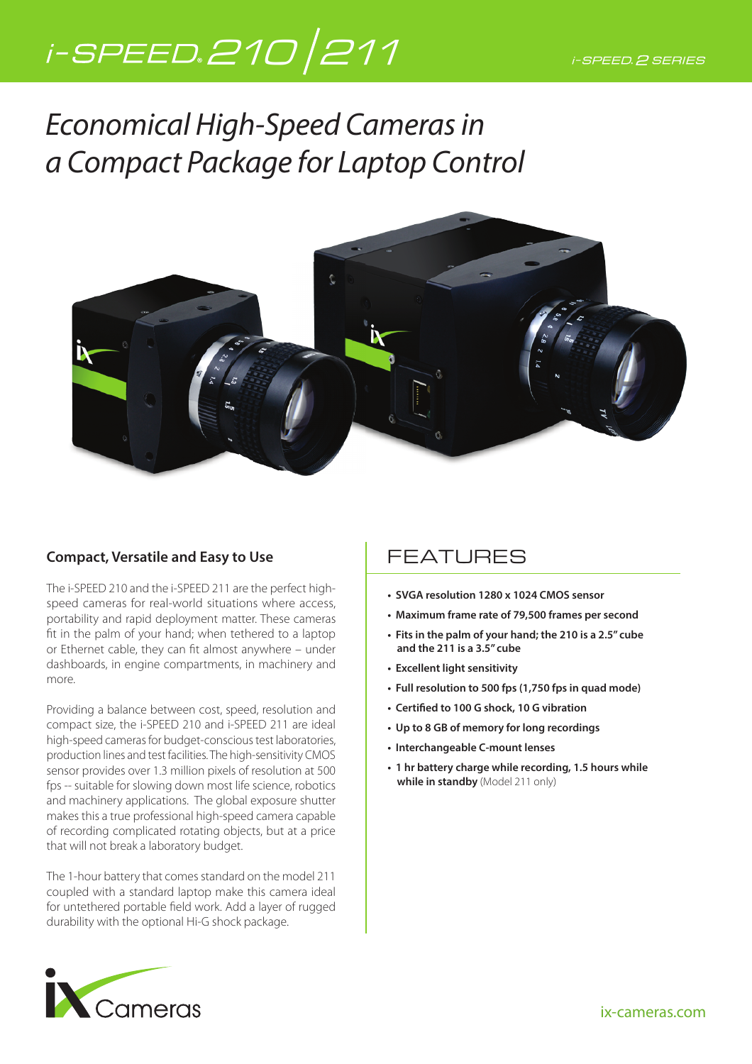# i-SPEED® 210 | 211

i-SPEED 2 SERIES

## *Economical High-Speed Cameras in a Compact Package for Laptop Control*

### Compact, Versatile and Easy to Use

The i-SPEED 210 and the i-SPEED 211 are the perfect high-speed cameras for real-world situations where access, portability and rapid deployment matter. These cameras fit in the palm of your hand; when tethered to a laptop or Ethernet cable, they can fit almost anywhere – under dashboards, in engine compartments, in machinery and more.

Providing a balance between cost, speed, resolution and compact size, the i-SPEED 210 and i-SPEED 211 are ideal high-speed cameras for budget-conscious test laboratories, production lines and test facilities. The high-sensitivity CMOS sensor provides over 1.3 million pixels of resolution at 500 fps -- suitable for slowing down most life science, robotics and machinery applications. The global exposure shutter makes this a true professional high-speed camera capable of recording complicated rotating objects, but at a price that will not break a laboratory budget.

The 1-hour battery that comes standard on the model 211 coupled with a standard laptop make this camera ideal for untethered portable field work. Add a layer of rugged durability with the optional Hi-G shock package.

## FEATURES

- **SVGA resolution 1280 x 1024 CMOS sensor**
- **Maximum frame rate of 79,500 frames per second**
- **Fits in the palm of your hand; the 210 is a 2.5" cube and the 211 is a 3.5" cube**
- **Excellent light sensitivity**
- **Full resolution to 500 fps (1,750 fps in quad mode)**
- **Certified to 100 G shock, 10 G vibration**
- **Up to 8 GB of memory for long recordings**
- **Interchangeable C-mount lenses**
- **1 hr battery charge while recording, 1.5 hours while while in standby** (Model 211 only)

iX Cameras

ix-cameras.com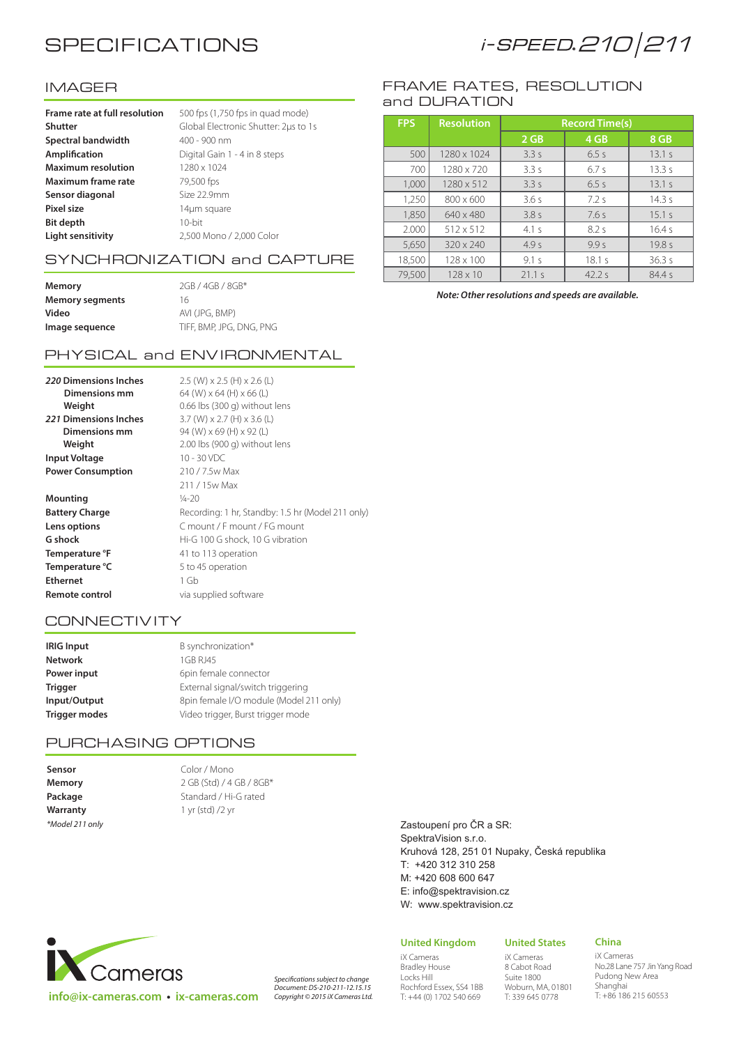# SPECIFICATIONS

*i-SPEED.210|211*

## IMAGER

| | |
|---|---|
| **Frame rate at full resolution** | 500 fps (1,750 fps in quad mode) |
| **Shutter** | Global Electronic Shutter: 2µs to 1s |
| **Spectral bandwidth** | 400 - 900 nm |
| **Amplification** | Digital Gain 1 - 4 in 8 steps |
| **Maximum resolution** | 1280 x 1024 |
| **Maximum frame rate** | 79,500 fps |
| **Sensor diagonal** | Size 22.9mm |
| **Pixel size** | 14µm square |
| **Bit depth** | 10-bit |
| **Light sensitivity** | 2,500 Mono / 2,000 Color |

## SYNCHRONIZATION and CAPTURE

| | |
|---|---|
| **Memory** | 2GB / 4GB / 8GB* |
| **Memory segments** | 16 |
| **Video** | AVI (JPG, BMP) |
| **Image sequence** | TIFF, BMP, JPG, DNG, PNG |

## PHYSICAL and ENVIRONMENTAL

| | |
|---|---|
| ***220* Dimensions Inches** | 2.5 (W) x 2.5 (H) x 2.6 (L) |
| **Dimensions mm** | 64 (W) x 64 (H) x 66 (L) |
| **Weight** | 0.66 lbs (300 g) without lens |
| ***221* Dimensions Inches** | 3.7 (W) x 2.7 (H) x 3.6 (L) |
| **Dimensions mm** | 94 (W) x 69 (H) x 92 (L) |
| **Weight** | 2.00 lbs (900 g) without lens |
| **Input Voltage** | 10 - 30 VDC |
| **Power Consumption** | 210 / 7.5w Max<br>211 / 15w Max |
| **Mounting** | ¼-20 |
| **Battery Charge** | Recording: 1 hr, Standby: 1.5 hr (Model 211 only) |
| **Lens options** | C mount / F mount / FG mount |
| **G shock** | Hi-G 100 G shock, 10 G vibration |
| **Temperature °F** | 41 to 113 operation |
| **Temperature °C** | 5 to 45 operation |
| **Ethernet** | 1 Gb |
| **Remote control** | via supplied software |

## CONNECTIVITY

| | |
|---|---|
| **IRIG Input** | B synchronization* |
| **Network** | 1GB RJ45 |
| **Power input** | 6pin female connector |
| **Trigger** | External signal/switch triggering |
| **Input/Output** | 8pin female I/O module (Model 211 only) |
| **Trigger modes** | Video trigger, Burst trigger mode |

## PURCHASING OPTIONS

| | |
|---|---|
| **Sensor** | Color / Mono |
| **Memory** | 2 GB (Std) / 4 GB / 8GB* |
| **Package** | Standard / Hi-G rated |
| **Warranty** | 1 yr (std) /2 yr |

*\*Model 211 only*

## FRAME RATES, RESOLUTION and DURATION

| FPS | Resolution | Record Time(s) | | |
|---|---|---|---|---|
| | | 2 GB | 4 GB | 8 GB |
| 500 | 1280 x 1024 | 3.3 s | 6.5 s | 13.1 s |
| 700 | 1280 x 720 | 3.3 s | 6.7 s | 13.3 s |
| 1,000 | 1280 x 512 | 3.3 s | 6.5 s | 13.1 s |
| 1,250 | 800 x 600 | 3.6 s | 7.2 s | 14.3 s |
| 1,850 | 640 x 480 | 3.8 s | 7.6 s | 15.1 s |
| 2.000 | 512 x 512 | 4.1 s | 8.2 s | 16.4 s |
| 5,650 | 320 x 240 | 4.9 s | 9.9 s | 19.8 s |
| 18,500 | 128 x 100 | 9.1 s | 18.1 s | 36.3 s |
| 79,500 | 128 x 10 | 21.1 s | 42.2 s | 84.4 s |

***Note: Other resolutions and speeds are available.***

Zastoupení pro ČR a SR:
SpektraVision s.r.o.
Kruhová 128, 251 01 Nupaky, Česká republika
T: +420 312 310 258
M: +420 608 600 647
E: info@spektravision.cz
W: www.spektravision.cz

iX Cameras

**info@ix-cameras.com • ix-cameras.com**

*Specifications subject to change*
*Document: DS-210-211-12.15.15*
*Copyright © 2015 iX Cameras Ltd.*

**United Kingdom**
iX Cameras
Bradley House
Locks Hill
Rochford Essex, SS4 1BB
T: +44 (0) 1702 540 669

**United States**
iX Cameras
8 Cabot Road
Suite 1800
Woburn, MA, 01801
T: 339 645 0778

**China**
iX Cameras
No.28 Lane 757 Jin Yang Road
Pudong New Area
Shanghai
T: +86 186 215 60553